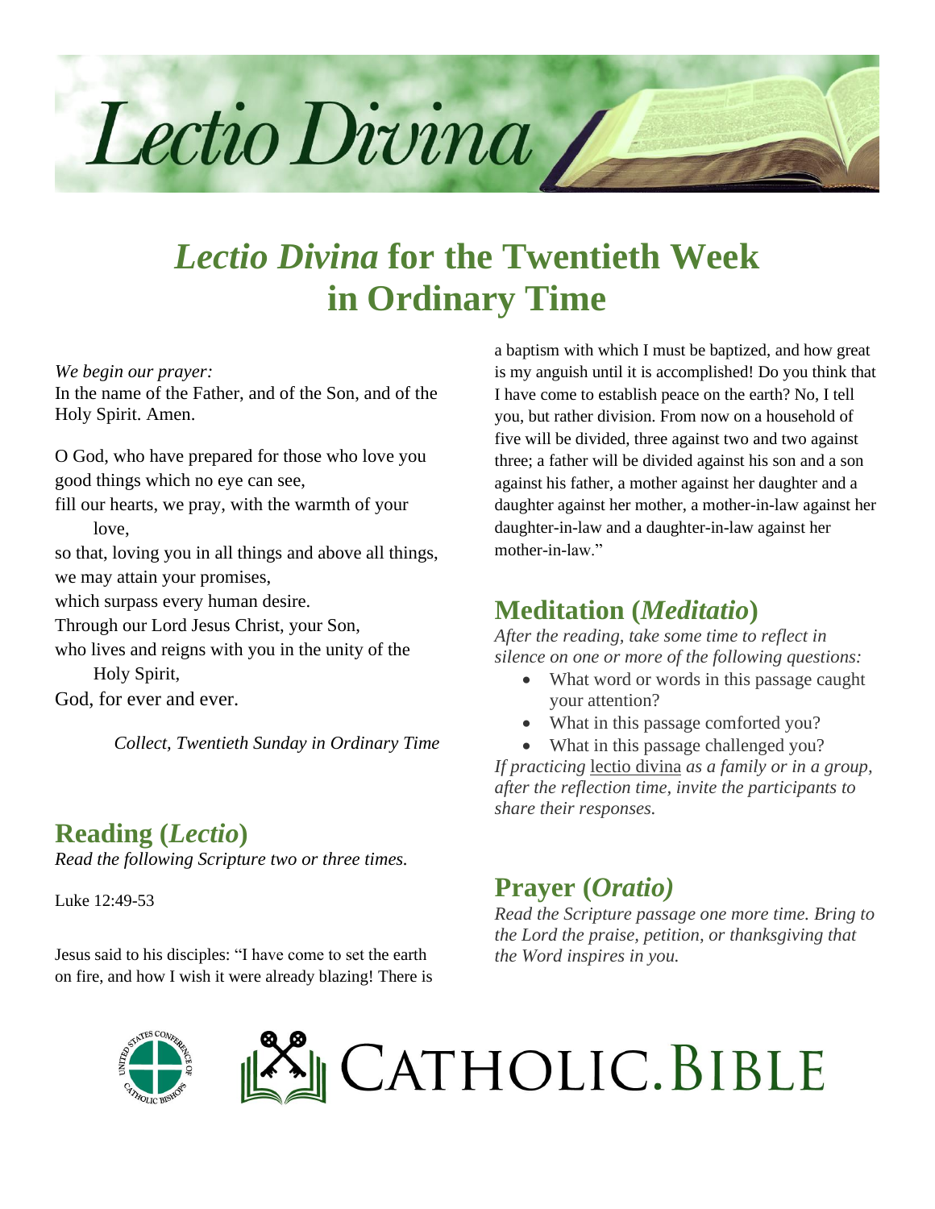# *Lectio Divina* for the Twentieth Week in Ordinary Time

*We begin our prayer:*
In the name of the Father, and of the Son, and of the Holy Spirit. Amen.

O God, who have prepared for those who love you good things which no eye can see,
fill our hearts, we pray, with the warmth of your love,
so that, loving you in all things and above all things,
we may attain your promises,
which surpass every human desire.
Through our Lord Jesus Christ, your Son,
who lives and reigns with you in the unity of the Holy Spirit,
God, for ever and ever.

*Collect, Twentieth Sunday in Ordinary Time*

## Reading (*Lectio*)

*Read the following Scripture two or three times.*

Luke 12:49-53

Jesus said to his disciples: "I have come to set the earth on fire, and how I wish it were already blazing! There is a baptism with which I must be baptized, and how great is my anguish until it is accomplished! Do you think that I have come to establish peace on the earth? No, I tell you, but rather division. From now on a household of five will be divided, three against two and two against three; a father will be divided against his son and a son against his father, a mother against her daughter and a daughter against her mother, a mother-in-law against her daughter-in-law and a daughter-in-law against her mother-in-law."

## Meditation (*Meditatio*)

*After the reading, take some time to reflect in silence on one or more of the following questions:*

- What word or words in this passage caught your attention?
- What in this passage comforted you?
- What in this passage challenged you?

*If practicing* lectio divina *as a family or in a group, after the reflection time, invite the participants to share their responses.*

## Prayer (*Oratio*)

*Read the Scripture passage one more time. Bring to the Lord the praise, petition, or thanksgiving that the Word inspires in you.*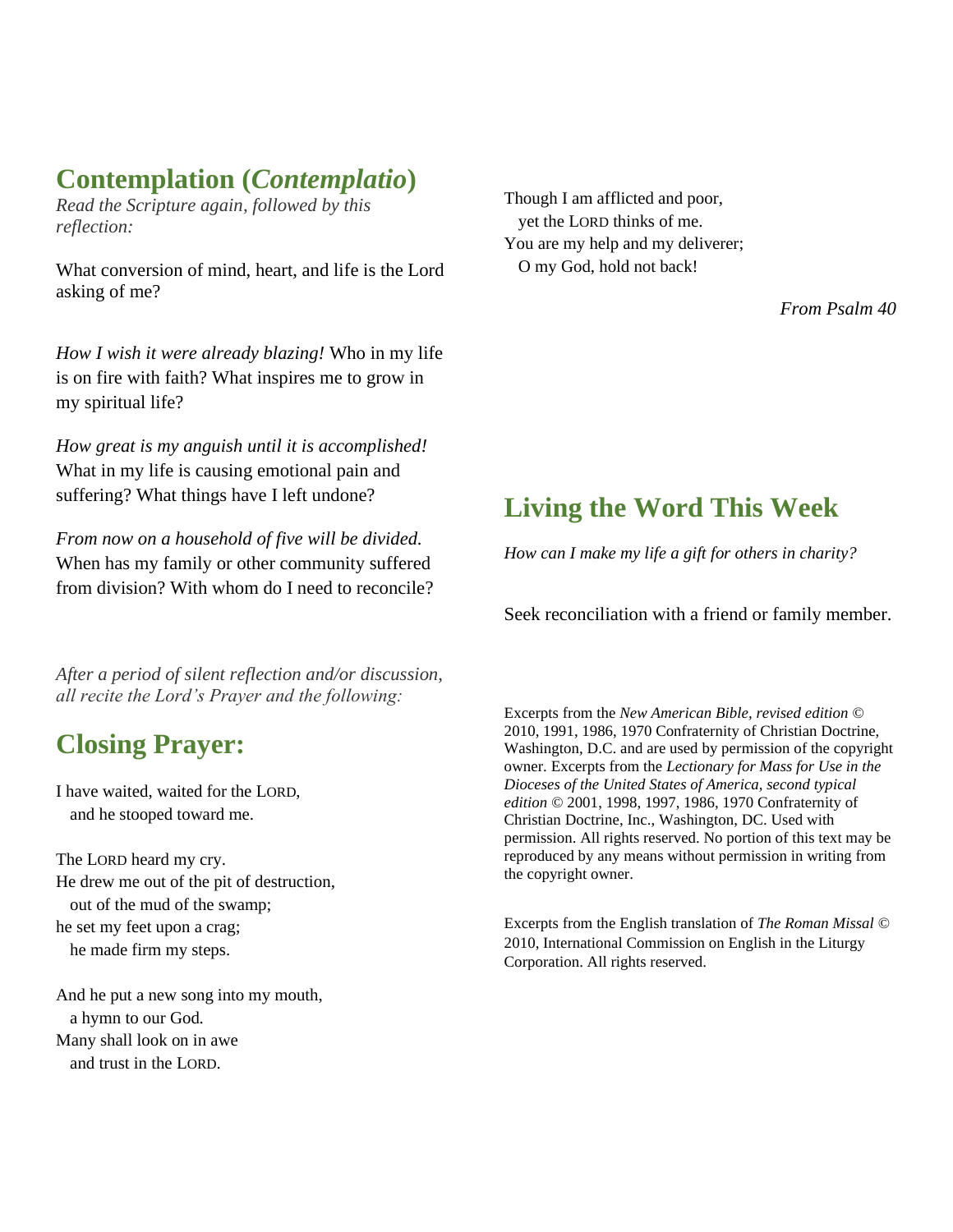## Contemplation (*Contemplatio*)

*Read the Scripture again, followed by this reflection:*

What conversion of mind, heart, and life is the Lord asking of me?

*How I wish it were already blazing!* Who in my life is on fire with faith? What inspires me to grow in my spiritual life?

*How great is my anguish until it is accomplished!* What in my life is causing emotional pain and suffering? What things have I left undone?

*From now on a household of five will be divided.* When has my family or other community suffered from division? With whom do I need to reconcile?

*After a period of silent reflection and/or discussion, all recite the Lord's Prayer and the following:*

## Closing Prayer:

I have waited, waited for the LORD,
  and he stooped toward me.

The LORD heard my cry.
He drew me out of the pit of destruction,
  out of the mud of the swamp;
he set my feet upon a crag;
  he made firm my steps.

And he put a new song into my mouth,
  a hymn to our God.
Many shall look on in awe
  and trust in the LORD.

Though I am afflicted and poor,
  yet the LORD thinks of me.
You are my help and my deliverer;
  O my God, hold not back!

*From Psalm 40*

## Living the Word This Week

*How can I make my life a gift for others in charity?*

Seek reconciliation with a friend or family member.

Excerpts from the *New American Bible, revised edition* © 2010, 1991, 1986, 1970 Confraternity of Christian Doctrine, Washington, D.C. and are used by permission of the copyright owner. Excerpts from the *Lectionary for Mass for Use in the Dioceses of the United States of America, second typical edition* © 2001, 1998, 1997, 1986, 1970 Confraternity of Christian Doctrine, Inc., Washington, DC. Used with permission. All rights reserved. No portion of this text may be reproduced by any means without permission in writing from the copyright owner.

Excerpts from the English translation of *The Roman Missal* © 2010, International Commission on English in the Liturgy Corporation. All rights reserved.